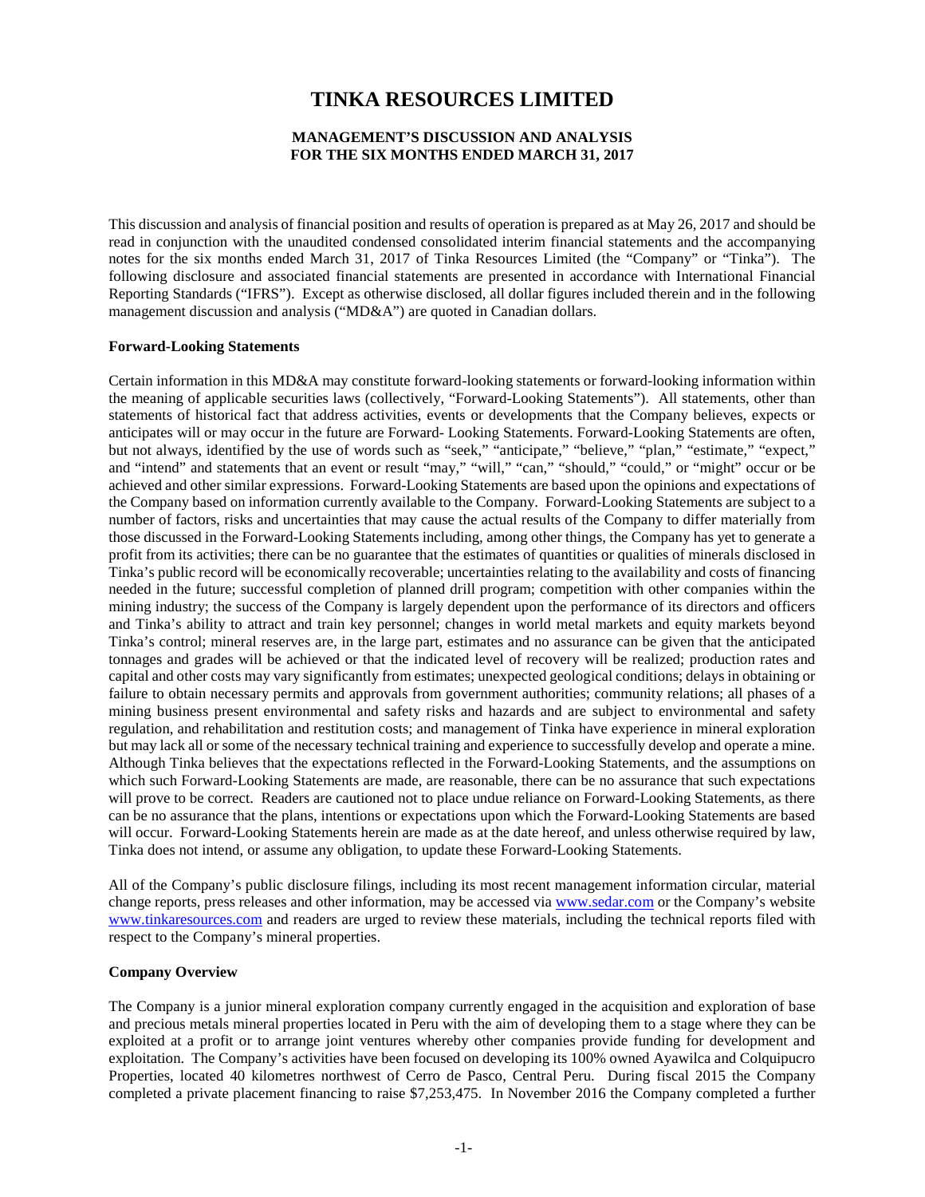# TINKA RESOURCES LIMITED

## MANAGEMENT'S DISCUSSION AND ANALYSIS
## FOR THE SIX MONTHS ENDED MARCH 31, 2017

This discussion and analysis of financial position and results of operation is prepared as at May 26, 2017 and should be read in conjunction with the unaudited condensed consolidated interim financial statements and the accompanying notes for the six months ended March 31, 2017 of Tinka Resources Limited (the "Company" or "Tinka"). The following disclosure and associated financial statements are presented in accordance with International Financial Reporting Standards ("IFRS"). Except as otherwise disclosed, all dollar figures included therein and in the following management discussion and analysis ("MD&A") are quoted in Canadian dollars.

**Forward-Looking Statements**

Certain information in this MD&A may constitute forward-looking statements or forward-looking information within the meaning of applicable securities laws (collectively, "Forward-Looking Statements"). All statements, other than statements of historical fact that address activities, events or developments that the Company believes, expects or anticipates will or may occur in the future are Forward- Looking Statements. Forward-Looking Statements are often, but not always, identified by the use of words such as "seek," "anticipate," "believe," "plan," "estimate," "expect," and "intend" and statements that an event or result "may," "will," "can," "should," "could," or "might" occur or be achieved and other similar expressions. Forward-Looking Statements are based upon the opinions and expectations of the Company based on information currently available to the Company. Forward-Looking Statements are subject to a number of factors, risks and uncertainties that may cause the actual results of the Company to differ materially from those discussed in the Forward-Looking Statements including, among other things, the Company has yet to generate a profit from its activities; there can be no guarantee that the estimates of quantities or qualities of minerals disclosed in Tinka's public record will be economically recoverable; uncertainties relating to the availability and costs of financing needed in the future; successful completion of planned drill program; competition with other companies within the mining industry; the success of the Company is largely dependent upon the performance of its directors and officers and Tinka's ability to attract and train key personnel; changes in world metal markets and equity markets beyond Tinka's control; mineral reserves are, in the large part, estimates and no assurance can be given that the anticipated tonnages and grades will be achieved or that the indicated level of recovery will be realized; production rates and capital and other costs may vary significantly from estimates; unexpected geological conditions; delays in obtaining or failure to obtain necessary permits and approvals from government authorities; community relations; all phases of a mining business present environmental and safety risks and hazards and are subject to environmental and safety regulation, and rehabilitation and restitution costs; and management of Tinka have experience in mineral exploration but may lack all or some of the necessary technical training and experience to successfully develop and operate a mine. Although Tinka believes that the expectations reflected in the Forward-Looking Statements, and the assumptions on which such Forward-Looking Statements are made, are reasonable, there can be no assurance that such expectations will prove to be correct. Readers are cautioned not to place undue reliance on Forward-Looking Statements, as there can be no assurance that the plans, intentions or expectations upon which the Forward-Looking Statements are based will occur. Forward-Looking Statements herein are made as at the date hereof, and unless otherwise required by law, Tinka does not intend, or assume any obligation, to update these Forward-Looking Statements.

All of the Company's public disclosure filings, including its most recent management information circular, material change reports, press releases and other information, may be accessed via www.sedar.com or the Company's website www.tinkaresources.com and readers are urged to review these materials, including the technical reports filed with respect to the Company's mineral properties.

**Company Overview**

The Company is a junior mineral exploration company currently engaged in the acquisition and exploration of base and precious metals mineral properties located in Peru with the aim of developing them to a stage where they can be exploited at a profit or to arrange joint ventures whereby other companies provide funding for development and exploitation. The Company's activities have been focused on developing its 100% owned Ayawilca and Colquipucro Properties, located 40 kilometres northwest of Cerro de Pasco, Central Peru. During fiscal 2015 the Company completed a private placement financing to raise $7,253,475. In November 2016 the Company completed a further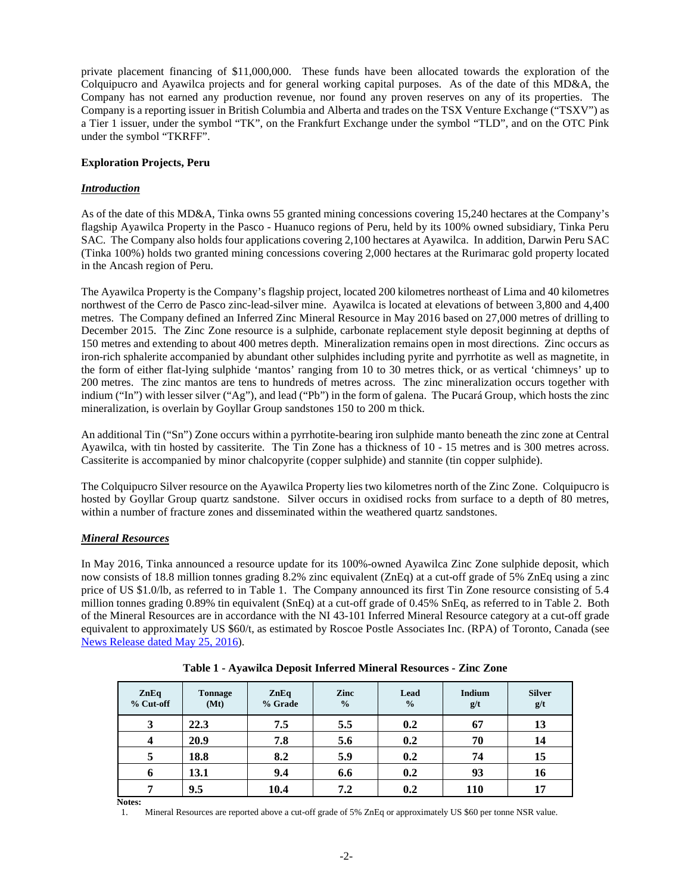private placement financing of $11,000,000. These funds have been allocated towards the exploration of the Colquipucro and Ayawilca projects and for general working capital purposes. As of the date of this MD&A, the Company has not earned any production revenue, nor found any proven reserves on any of its properties. The Company is a reporting issuer in British Columbia and Alberta and trades on the TSX Venture Exchange ("TSXV") as a Tier 1 issuer, under the symbol "TK", on the Frankfurt Exchange under the symbol "TLD", and on the OTC Pink under the symbol "TKRFF".

**Exploration Projects, Peru**

***Introduction***

As of the date of this MD&A, Tinka owns 55 granted mining concessions covering 15,240 hectares at the Company's flagship Ayawilca Property in the Pasco - Huanuco regions of Peru, held by its 100% owned subsidiary, Tinka Peru SAC. The Company also holds four applications covering 2,100 hectares at Ayawilca. In addition, Darwin Peru SAC (Tinka 100%) holds two granted mining concessions covering 2,000 hectares at the Rurimarac gold property located in the Ancash region of Peru.

The Ayawilca Property is the Company's flagship project, located 200 kilometres northeast of Lima and 40 kilometres northwest of the Cerro de Pasco zinc-lead-silver mine. Ayawilca is located at elevations of between 3,800 and 4,400 metres. The Company defined an Inferred Zinc Mineral Resource in May 2016 based on 27,000 metres of drilling to December 2015. The Zinc Zone resource is a sulphide, carbonate replacement style deposit beginning at depths of 150 metres and extending to about 400 metres depth. Mineralization remains open in most directions. Zinc occurs as iron-rich sphalerite accompanied by abundant other sulphides including pyrite and pyrrhotite as well as magnetite, in the form of either flat-lying sulphide 'mantos' ranging from 10 to 30 metres thick, or as vertical 'chimneys' up to 200 metres. The zinc mantos are tens to hundreds of metres across. The zinc mineralization occurs together with indium ("In") with lesser silver ("Ag"), and lead ("Pb") in the form of galena. The Pucará Group, which hosts the zinc mineralization, is overlain by Goyllar Group sandstones 150 to 200 m thick.

An additional Tin ("Sn") Zone occurs within a pyrrhotite-bearing iron sulphide manto beneath the zinc zone at Central Ayawilca, with tin hosted by cassiterite. The Tin Zone has a thickness of 10 - 15 metres and is 300 metres across. Cassiterite is accompanied by minor chalcopyrite (copper sulphide) and stannite (tin copper sulphide).

The Colquipucro Silver resource on the Ayawilca Property lies two kilometres north of the Zinc Zone. Colquipucro is hosted by Goyllar Group quartz sandstone. Silver occurs in oxidised rocks from surface to a depth of 80 metres, within a number of fracture zones and disseminated within the weathered quartz sandstones.

***Mineral Resources***

In May 2016, Tinka announced a resource update for its 100%-owned Ayawilca Zinc Zone sulphide deposit, which now consists of 18.8 million tonnes grading 8.2% zinc equivalent (ZnEq) at a cut-off grade of 5% ZnEq using a zinc price of US $1.0/lb, as referred to in Table 1. The Company announced its first Tin Zone resource consisting of 5.4 million tonnes grading 0.89% tin equivalent (SnEq) at a cut-off grade of 0.45% SnEq, as referred to in Table 2. Both of the Mineral Resources are in accordance with the NI 43-101 Inferred Mineral Resource category at a cut-off grade equivalent to approximately US $60/t, as estimated by Roscoe Postle Associates Inc. (RPA) of Toronto, Canada (see News Release dated May 25, 2016).

**Table 1 - Ayawilca Deposit Inferred Mineral Resources - Zinc Zone**

| ZnEq % Cut-off | Tonnage (Mt) | ZnEq % Grade | Zinc % | Lead % | Indium g/t | Silver g/t |
|---|---|---|---|---|---|---|
| **3** | **22.3** | **7.5** | **5.5** | **0.2** | **67** | **13** |
| **4** | **20.9** | **7.8** | **5.6** | **0.2** | **70** | **14** |
| **5** | **18.8** | **8.2** | **5.9** | **0.2** | **74** | **15** |
| **6** | **13.1** | **9.4** | **6.6** | **0.2** | **93** | **16** |
| **7** | **9.5** | **10.4** | **7.2** | **0.2** | **110** | **17** |

**Notes:**

1. Mineral Resources are reported above a cut-off grade of 5% ZnEq or approximately US $60 per tonne NSR value.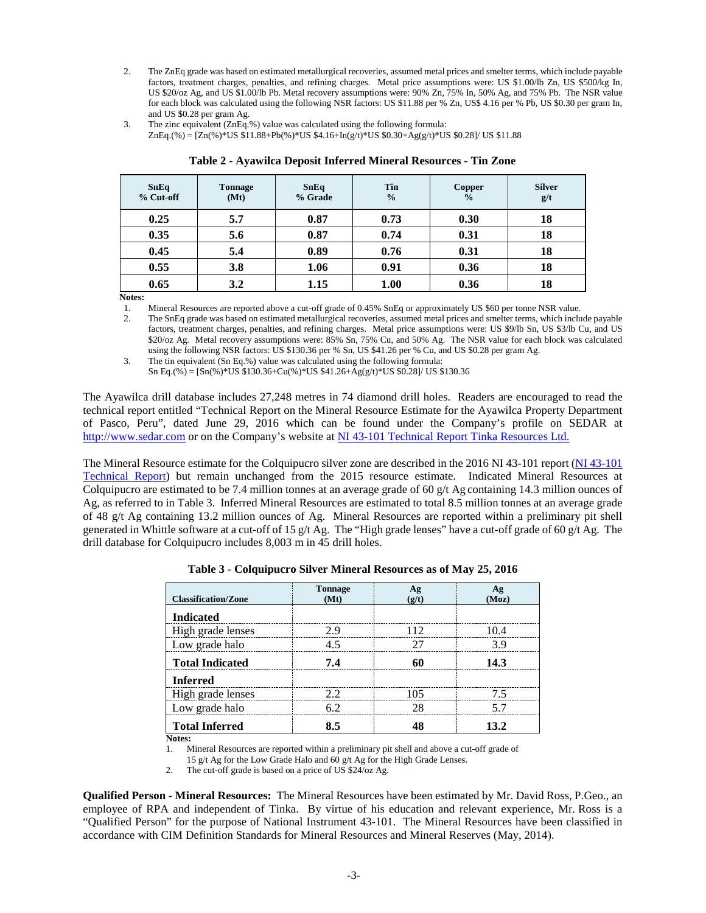2. The ZnEq grade was based on estimated metallurgical recoveries, assumed metal prices and smelter terms, which include payable factors, treatment charges, penalties, and refining charges. Metal price assumptions were: US $1.00/lb Zn, US $500/kg In, US $20/oz Ag, and US $1.00/lb Pb. Metal recovery assumptions were: 90% Zn, 75% In, 50% Ag, and 75% Pb. The NSR value for each block was calculated using the following NSR factors: US $11.88 per % Zn, US$ 4.16 per % Pb, US $0.30 per gram In, and US $0.28 per gram Ag.
3. The zinc equivalent (ZnEq.%) value was calculated using the following formula:
   ZnEq.(%) = [Zn(%)*US $11.88+Pb(%)*US $4.16+In(g/t)*US $0.30+Ag(g/t)*US $0.28]/ US $11.88

**Table 2 - Ayawilca Deposit Inferred Mineral Resources - Tin Zone**

| SnEq % Cut-off | Tonnage (Mt) | SnEq % Grade | Tin % | Copper % | Silver g/t |
|---|---|---|---|---|---|
| **0.25** | **5.7** | **0.87** | **0.73** | **0.30** | **18** |
| **0.35** | **5.6** | **0.87** | **0.74** | **0.31** | **18** |
| **0.45** | **5.4** | **0.89** | **0.76** | **0.31** | **18** |
| **0.55** | **3.8** | **1.06** | **0.91** | **0.36** | **18** |
| **0.65** | **3.2** | **1.15** | **1.00** | **0.36** | **18** |

**Notes:**

1. Mineral Resources are reported above a cut-off grade of 0.45% SnEq or approximately US $60 per tonne NSR value.
2. The SnEq grade was based on estimated metallurgical recoveries, assumed metal prices and smelter terms, which include payable factors, treatment charges, penalties, and refining charges. Metal price assumptions were: US $9/lb Sn, US $3/lb Cu, and US $20/oz Ag. Metal recovery assumptions were: 85% Sn, 75% Cu, and 50% Ag. The NSR value for each block was calculated using the following NSR factors: US $130.36 per % Sn, US $41.26 per % Cu, and US $0.28 per gram Ag.
3. The tin equivalent (Sn Eq.%) value was calculated using the following formula:
   Sn Eq.(%) = [Sn(%)*US $130.36+Cu(%)*US $41.26+Ag(g/t)*US $0.28]/ US $130.36

The Ayawilca drill database includes 27,248 metres in 74 diamond drill holes. Readers are encouraged to read the technical report entitled "Technical Report on the Mineral Resource Estimate for the Ayawilca Property Department of Pasco, Peru", dated June 29, 2016 which can be found under the Company's profile on SEDAR at http://www.sedar.com or on the Company's website at NI 43-101 Technical Report Tinka Resources Ltd.

The Mineral Resource estimate for the Colquipucro silver zone are described in the 2016 NI 43-101 report (NI 43-101 Technical Report) but remain unchanged from the 2015 resource estimate. Indicated Mineral Resources at Colquipucro are estimated to be 7.4 million tonnes at an average grade of 60 g/t Ag containing 14.3 million ounces of Ag, as referred to in Table 3. Inferred Mineral Resources are estimated to total 8.5 million tonnes at an average grade of 48 g/t Ag containing 13.2 million ounces of Ag. Mineral Resources are reported within a preliminary pit shell generated in Whittle software at a cut-off of 15 g/t Ag. The "High grade lenses" have a cut-off grade of 60 g/t Ag. The drill database for Colquipucro includes 8,003 m in 45 drill holes.

**Table 3 - Colquipucro Silver Mineral Resources as of May 25, 2016**

| Classification/Zone | Tonnage (Mt) | Ag (g/t) | Ag (Moz) |
|---|---|---|---|
| **Indicated** | | | |
| High grade lenses | 2.9 | 112 | 10.4 |
| Low grade halo | 4.5 | 27 | 3.9 |
| **Total Indicated** | **7.4** | **60** | **14.3** |
| **Inferred** | | | |
| High grade lenses | 2.2 | 105 | 7.5 |
| Low grade halo | 6.2 | 28 | 5.7 |
| **Total Inferred** | **8.5** | **48** | **13.2** |

**Notes:**

1. Mineral Resources are reported within a preliminary pit shell and above a cut-off grade of 15 g/t Ag for the Low Grade Halo and 60 g/t Ag for the High Grade Lenses.
2. The cut-off grade is based on a price of US $24/oz Ag.

**Qualified Person - Mineral Resources:** The Mineral Resources have been estimated by Mr. David Ross, P.Geo., an employee of RPA and independent of Tinka. By virtue of his education and relevant experience, Mr. Ross is a "Qualified Person" for the purpose of National Instrument 43-101. The Mineral Resources have been classified in accordance with CIM Definition Standards for Mineral Resources and Mineral Reserves (May, 2014).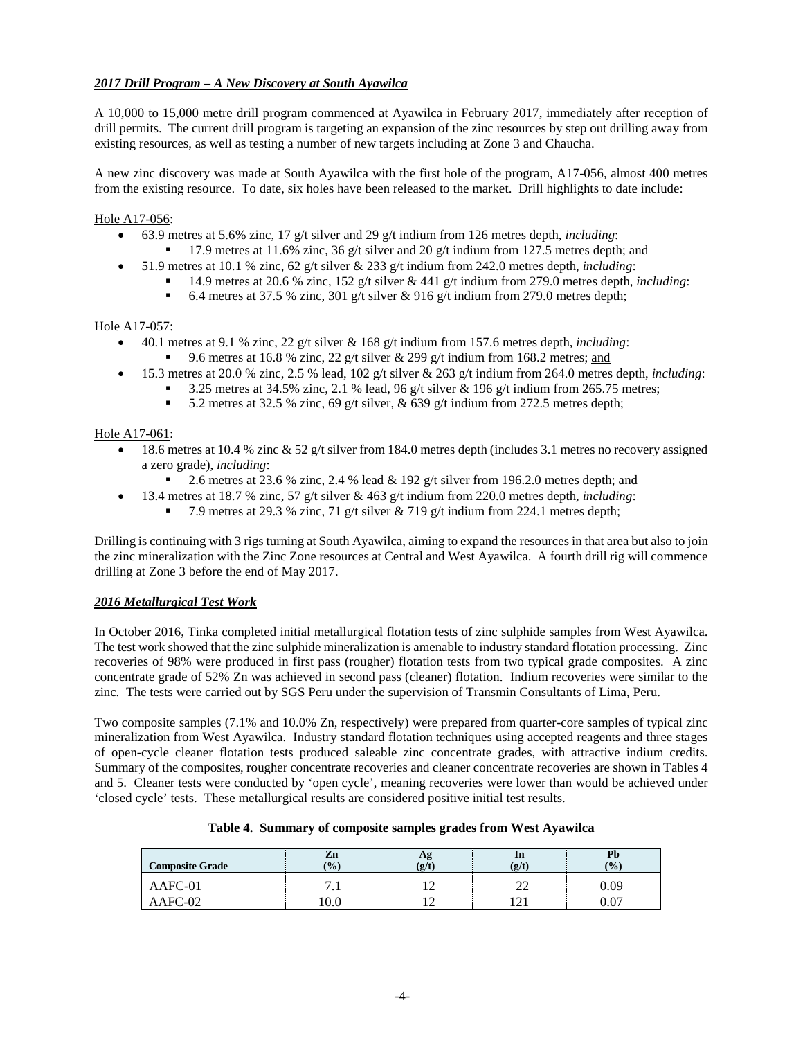### *2017 Drill Program – A New Discovery at South Ayawilca*

A 10,000 to 15,000 metre drill program commenced at Ayawilca in February 2017, immediately after reception of drill permits. The current drill program is targeting an expansion of the zinc resources by step out drilling away from existing resources, as well as testing a number of new targets including at Zone 3 and Chaucha.

A new zinc discovery was made at South Ayawilca with the first hole of the program, A17-056, almost 400 metres from the existing resource. To date, six holes have been released to the market. Drill highlights to date include:

Hole A17-056:

- 63.9 metres at 5.6% zinc, 17 g/t silver and 29 g/t indium from 126 metres depth, *including*:
  - 17.9 metres at 11.6% zinc, 36 g/t silver and 20 g/t indium from 127.5 metres depth; and
- 51.9 metres at 10.1 % zinc, 62 g/t silver & 233 g/t indium from 242.0 metres depth, *including*:
  - 14.9 metres at 20.6 % zinc, 152 g/t silver & 441 g/t indium from 279.0 metres depth, *including*:
  - 6.4 metres at 37.5 % zinc, 301 g/t silver & 916 g/t indium from 279.0 metres depth;

Hole A17-057:

- 40.1 metres at 9.1 % zinc, 22 g/t silver & 168 g/t indium from 157.6 metres depth, *including*:
  - 9.6 metres at 16.8 % zinc, 22 g/t silver & 299 g/t indium from 168.2 metres; and
- 15.3 metres at 20.0 % zinc, 2.5 % lead, 102 g/t silver & 263 g/t indium from 264.0 metres depth, *including*:
  - 3.25 metres at 34.5% zinc, 2.1 % lead, 96 g/t silver & 196 g/t indium from 265.75 metres;
  - 5.2 metres at 32.5 % zinc, 69 g/t silver, & 639 g/t indium from 272.5 metres depth;

Hole A17-061:

- 18.6 metres at 10.4 % zinc & 52 g/t silver from 184.0 metres depth (includes 3.1 metres no recovery assigned a zero grade), *including*:
  - 2.6 metres at 23.6 % zinc, 2.4 % lead & 192 g/t silver from 196.2.0 metres depth; and
- 13.4 metres at 18.7 % zinc, 57 g/t silver & 463 g/t indium from 220.0 metres depth, *including*:
  - 7.9 metres at 29.3 % zinc, 71 g/t silver & 719 g/t indium from 224.1 metres depth;

Drilling is continuing with 3 rigs turning at South Ayawilca, aiming to expand the resources in that area but also to join the zinc mineralization with the Zinc Zone resources at Central and West Ayawilca. A fourth drill rig will commence drilling at Zone 3 before the end of May 2017.

### *2016 Metallurgical Test Work*

In October 2016, Tinka completed initial metallurgical flotation tests of zinc sulphide samples from West Ayawilca. The test work showed that the zinc sulphide mineralization is amenable to industry standard flotation processing. Zinc recoveries of 98% were produced in first pass (rougher) flotation tests from two typical grade composites. A zinc concentrate grade of 52% Zn was achieved in second pass (cleaner) flotation. Indium recoveries were similar to the zinc. The tests were carried out by SGS Peru under the supervision of Transmin Consultants of Lima, Peru.

Two composite samples (7.1% and 10.0% Zn, respectively) were prepared from quarter-core samples of typical zinc mineralization from West Ayawilca. Industry standard flotation techniques using accepted reagents and three stages of open-cycle cleaner flotation tests produced saleable zinc concentrate grades, with attractive indium credits. Summary of the composites, rougher concentrate recoveries and cleaner concentrate recoveries are shown in Tables 4 and 5. Cleaner tests were conducted by 'open cycle', meaning recoveries were lower than would be achieved under 'closed cycle' tests. These metallurgical results are considered positive initial test results.

**Table 4. Summary of composite samples grades from West Ayawilca**

| Composite Grade | Zn (%) | Ag (g/t) | In (g/t) | Pb (%) |
|---|---|---|---|---|
| AAFC-01 | 7.1 | 12 | 22 | 0.09 |
| AAFC-02 | 10.0 | 12 | 121 | 0.07 |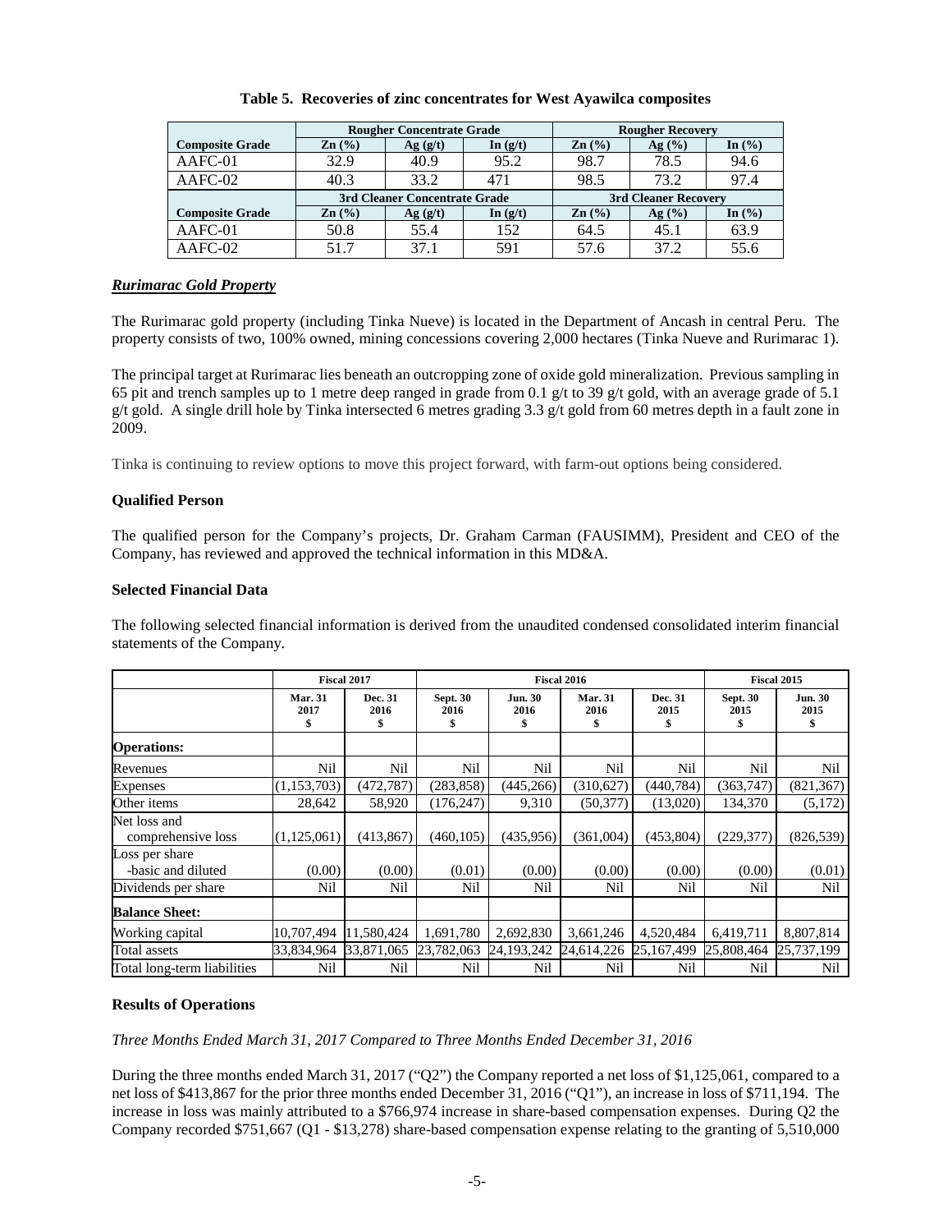**Table 5. Recoveries of zinc concentrates for West Ayawilca composites**

| | Rougher Concentrate Grade | | | Rougher Recovery | | |
|---|---|---|---|---|---|---|
| **Composite Grade** | **Zn (%)** | **Ag (g/t)** | **In (g/t)** | **Zn (%)** | **Ag (%)** | **In (%)** |
| AAFC-01 | 32.9 | 40.9 | 95.2 | 98.7 | 78.5 | 94.6 |
| AAFC-02 | 40.3 | 33.2 | 471 | 98.5 | 73.2 | 97.4 |
| | **3rd Cleaner Concentrate Grade** | | | **3rd Cleaner Recovery** | | |
| **Composite Grade** | **Zn (%)** | **Ag (g/t)** | **In (g/t)** | **Zn (%)** | **Ag (%)** | **In (%)** |
| AAFC-01 | 50.8 | 55.4 | 152 | 64.5 | 45.1 | 63.9 |
| AAFC-02 | 51.7 | 37.1 | 591 | 57.6 | 37.2 | 55.6 |

***Rurimarac Gold Property***

The Rurimarac gold property (including Tinka Nueve) is located in the Department of Ancash in central Peru. The property consists of two, 100% owned, mining concessions covering 2,000 hectares (Tinka Nueve and Rurimarac 1).

The principal target at Rurimarac lies beneath an outcropping zone of oxide gold mineralization. Previous sampling in 65 pit and trench samples up to 1 metre deep ranged in grade from 0.1 g/t to 39 g/t gold, with an average grade of 5.1 g/t gold. A single drill hole by Tinka intersected 6 metres grading 3.3 g/t gold from 60 metres depth in a fault zone in 2009.

Tinka is continuing to review options to move this project forward, with farm-out options being considered.

**Qualified Person**

The qualified person for the Company's projects, Dr. Graham Carman (FAUSIMM), President and CEO of the Company, has reviewed and approved the technical information in this MD&A.

**Selected Financial Data**

The following selected financial information is derived from the unaudited condensed consolidated interim financial statements of the Company.

| | Fiscal 2017 | | Fiscal 2016 | | | | Fiscal 2015 | |
|---|---|---|---|---|---|---|---|---|
| | **Mar. 31 2017 $** | **Dec. 31 2016 $** | **Sept. 30 2016 $** | **Jun. 30 2016 $** | **Mar. 31 2016 $** | **Dec. 31 2015 $** | **Sept. 30 2015 $** | **Jun. 30 2015 $** |
| **Operations:** | | | | | | | | |
| Revenues | Nil | Nil | Nil | Nil | Nil | Nil | Nil | Nil |
| Expenses | (1,153,703) | (472,787) | (283,858) | (445,266) | (310,627) | (440,784) | (363,747) | (821,367) |
| Other items | 28,642 | 58,920 | (176,247) | 9,310 | (50,377) | (13,020) | 134,370 | (5,172) |
| Net loss and comprehensive loss | (1,125,061) | (413,867) | (460,105) | (435,956) | (361,004) | (453,804) | (229,377) | (826,539) |
| Loss per share -basic and diluted | (0.00) | (0.00) | (0.01) | (0.00) | (0.00) | (0.00) | (0.00) | (0.01) |
| Dividends per share | Nil | Nil | Nil | Nil | Nil | Nil | Nil | Nil |
| **Balance Sheet:** | | | | | | | | |
| Working capital | 10,707,494 | 11,580,424 | 1,691,780 | 2,692,830 | 3,661,246 | 4,520,484 | 6,419,711 | 8,807,814 |
| Total assets | 33,834,964 | 33,871,065 | 23,782,063 | 24,193,242 | 24,614,226 | 25,167,499 | 25,808,464 | 25,737,199 |
| Total long-term liabilities | Nil | Nil | Nil | Nil | Nil | Nil | Nil | Nil |

**Results of Operations**

*Three Months Ended March 31, 2017 Compared to Three Months Ended December 31, 2016*

During the three months ended March 31, 2017 ("Q2") the Company reported a net loss of $1,125,061, compared to a net loss of $413,867 for the prior three months ended December 31, 2016 ("Q1"), an increase in loss of $711,194. The increase in loss was mainly attributed to a $766,974 increase in share-based compensation expenses. During Q2 the Company recorded $751,667 (Q1 - $13,278) share-based compensation expense relating to the granting of 5,510,000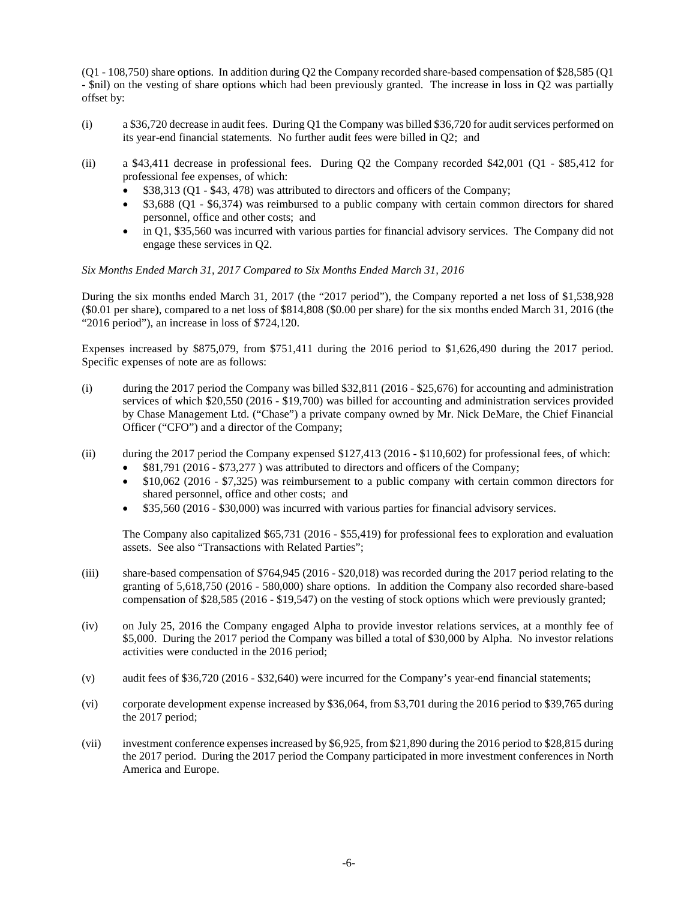(Q1 - 108,750) share options. In addition during Q2 the Company recorded share-based compensation of $28,585 (Q1 - $nil) on the vesting of share options which had been previously granted. The increase in loss in Q2 was partially offset by:

(i) a $36,720 decrease in audit fees. During Q1 the Company was billed $36,720 for audit services performed on its year-end financial statements. No further audit fees were billed in Q2; and

(ii) a $43,411 decrease in professional fees. During Q2 the Company recorded $42,001 (Q1 - $85,412 for professional fee expenses, of which:
- $38,313 (Q1 - $43, 478) was attributed to directors and officers of the Company;
- $3,688 (Q1 - $6,374) was reimbursed to a public company with certain common directors for shared personnel, office and other costs; and
- in Q1, $35,560 was incurred with various parties for financial advisory services. The Company did not engage these services in Q2.

*Six Months Ended March 31, 2017 Compared to Six Months Ended March 31, 2016*

During the six months ended March 31, 2017 (the "2017 period"), the Company reported a net loss of $1,538,928 ($0.01 per share), compared to a net loss of $814,808 ($0.00 per share) for the six months ended March 31, 2016 (the "2016 period"), an increase in loss of $724,120.

Expenses increased by $875,079, from $751,411 during the 2016 period to $1,626,490 during the 2017 period. Specific expenses of note are as follows:

(i) during the 2017 period the Company was billed $32,811 (2016 - $25,676) for accounting and administration services of which $20,550 (2016 - $19,700) was billed for accounting and administration services provided by Chase Management Ltd. ("Chase") a private company owned by Mr. Nick DeMare, the Chief Financial Officer ("CFO") and a director of the Company;

(ii) during the 2017 period the Company expensed $127,413 (2016 - $110,602) for professional fees, of which:
- $81,791 (2016 - $73,277 ) was attributed to directors and officers of the Company;
- $10,062 (2016 - $7,325) was reimbursement to a public company with certain common directors for shared personnel, office and other costs; and
- $35,560 (2016 - $30,000) was incurred with various parties for financial advisory services.

  The Company also capitalized $65,731 (2016 - $55,419) for professional fees to exploration and evaluation assets. See also "Transactions with Related Parties";

(iii) share-based compensation of $764,945 (2016 - $20,018) was recorded during the 2017 period relating to the granting of 5,618,750 (2016 - 580,000) share options. In addition the Company also recorded share-based compensation of $28,585 (2016 - $19,547) on the vesting of stock options which were previously granted;

(iv) on July 25, 2016 the Company engaged Alpha to provide investor relations services, at a monthly fee of $5,000. During the 2017 period the Company was billed a total of $30,000 by Alpha. No investor relations activities were conducted in the 2016 period;

(v) audit fees of $36,720 (2016 - $32,640) were incurred for the Company's year-end financial statements;

(vi) corporate development expense increased by $36,064, from $3,701 during the 2016 period to $39,765 during the 2017 period;

(vii) investment conference expenses increased by $6,925, from $21,890 during the 2016 period to $28,815 during the 2017 period. During the 2017 period the Company participated in more investment conferences in North America and Europe.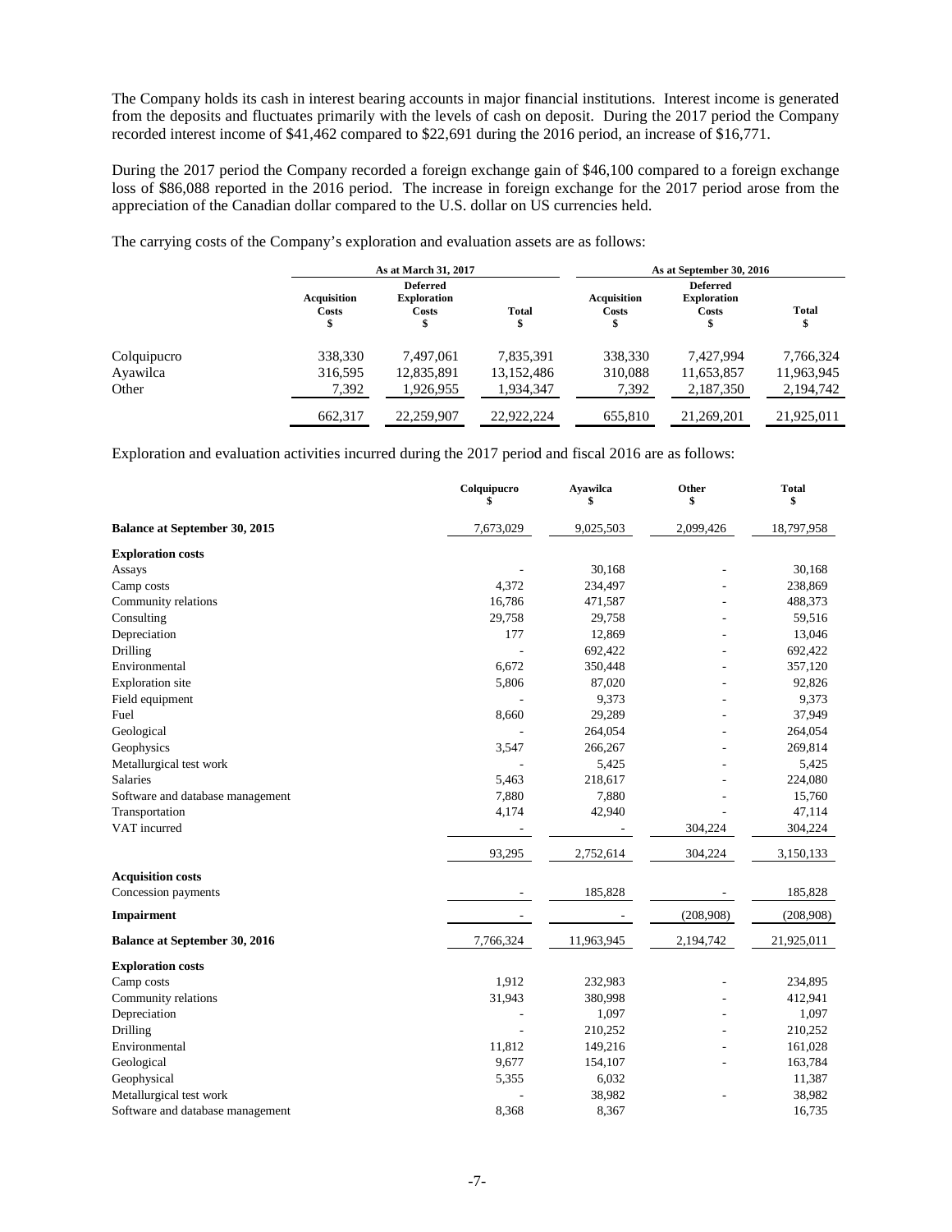The Company holds its cash in interest bearing accounts in major financial institutions. Interest income is generated from the deposits and fluctuates primarily with the levels of cash on deposit. During the 2017 period the Company recorded interest income of $41,462 compared to $22,691 during the 2016 period, an increase of $16,771.

During the 2017 period the Company recorded a foreign exchange gain of $46,100 compared to a foreign exchange loss of $86,088 reported in the 2016 period. The increase in foreign exchange for the 2017 period arose from the appreciation of the Canadian dollar compared to the U.S. dollar on US currencies held.

The carrying costs of the Company's exploration and evaluation assets are as follows:

| | As at March 31, 2017 | | | As at September 30, 2016 | | |
|---|---|---|---|---|---|---|
| | Acquisition Costs $ | Deferred Exploration Costs $ | Total $ | Acquisition Costs $ | Deferred Exploration Costs $ | Total $ |
| Colquipucro | 338,330 | 7,497,061 | 7,835,391 | 338,330 | 7,427,994 | 7,766,324 |
| Ayawilca | 316,595 | 12,835,891 | 13,152,486 | 310,088 | 11,653,857 | 11,963,945 |
| Other | 7,392 | 1,926,955 | 1,934,347 | 7,392 | 2,187,350 | 2,194,742 |
| | 662,317 | 22,259,907 | 22,922,224 | 655,810 | 21,269,201 | 21,925,011 |

Exploration and evaluation activities incurred during the 2017 period and fiscal 2016 are as follows:

| | Colquipucro $ | Ayawilca $ | Other $ | Total $ |
|---|---|---|---|---|
| **Balance at September 30, 2015** | 7,673,029 | 9,025,503 | 2,099,426 | 18,797,958 |
| **Exploration costs** | | | | |
| Assays | - | 30,168 | - | 30,168 |
| Camp costs | 4,372 | 234,497 | - | 238,869 |
| Community relations | 16,786 | 471,587 | - | 488,373 |
| Consulting | 29,758 | 29,758 | - | 59,516 |
| Depreciation | 177 | 12,869 | - | 13,046 |
| Drilling | - | 692,422 | - | 692,422 |
| Environmental | 6,672 | 350,448 | - | 357,120 |
| Exploration site | 5,806 | 87,020 | - | 92,826 |
| Field equipment | - | 9,373 | - | 9,373 |
| Fuel | 8,660 | 29,289 | - | 37,949 |
| Geological | - | 264,054 | - | 264,054 |
| Geophysics | 3,547 | 266,267 | - | 269,814 |
| Metallurgical test work | - | 5,425 | - | 5,425 |
| Salaries | 5,463 | 218,617 | - | 224,080 |
| Software and database management | 7,880 | 7,880 | - | 15,760 |
| Transportation | 4,174 | 42,940 | - | 47,114 |
| VAT incurred | - | - | 304,224 | 304,224 |
| | 93,295 | 2,752,614 | 304,224 | 3,150,133 |
| **Acquisition costs** | | | | |
| Concession payments | - | 185,828 | - | 185,828 |
| **Impairment** | - | - | (208,908) | (208,908) |
| **Balance at September 30, 2016** | 7,766,324 | 11,963,945 | 2,194,742 | 21,925,011 |
| **Exploration costs** | | | | |
| Camp costs | 1,912 | 232,983 | - | 234,895 |
| Community relations | 31,943 | 380,998 | - | 412,941 |
| Depreciation | - | 1,097 | - | 1,097 |
| Drilling | - | 210,252 | - | 210,252 |
| Environmental | 11,812 | 149,216 | - | 161,028 |
| Geological | 9,677 | 154,107 | - | 163,784 |
| Geophysical | 5,355 | 6,032 | | 11,387 |
| Metallurgical test work | - | 38,982 | - | 38,982 |
| Software and database management | 8,368 | 8,367 | | 16,735 |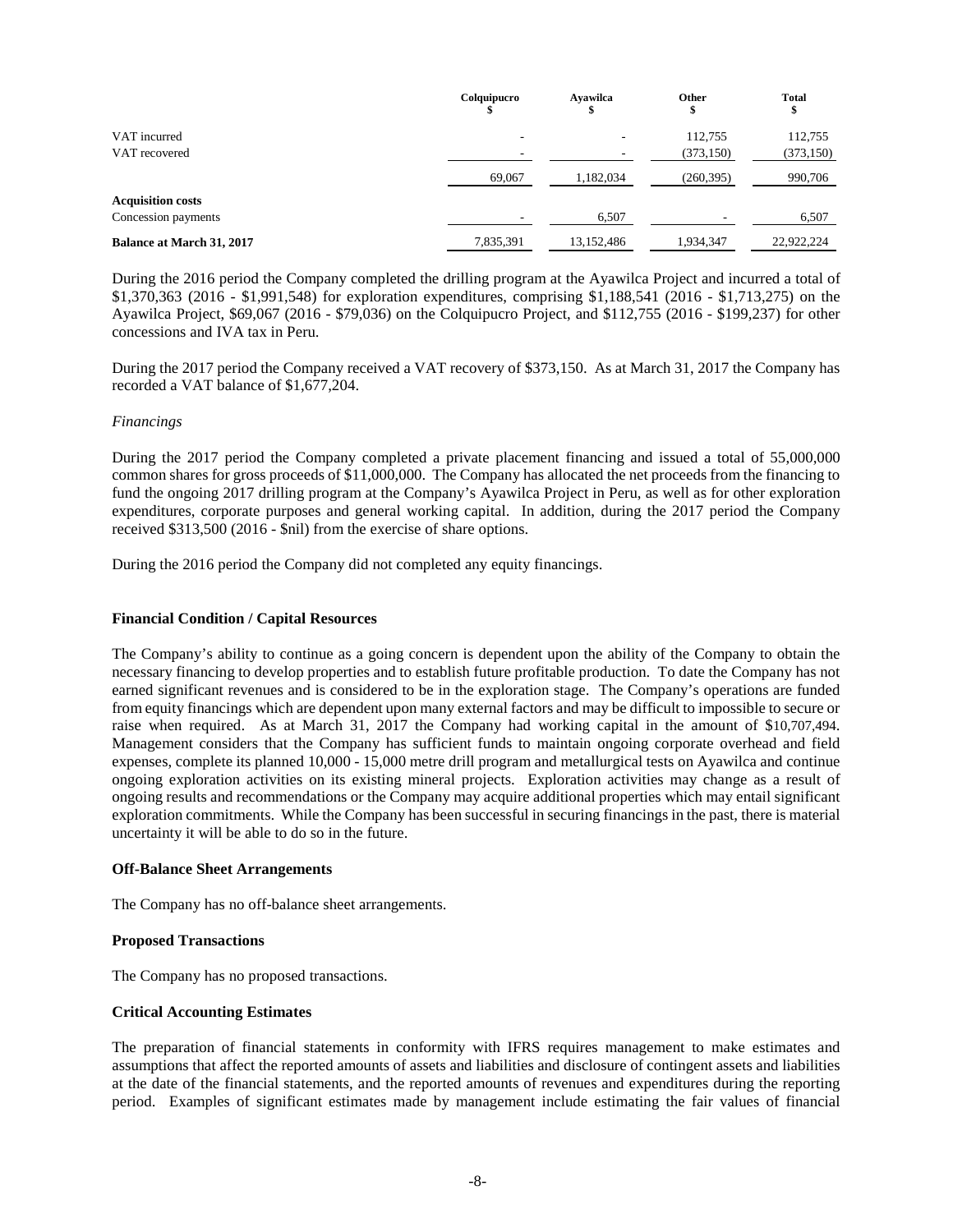| | Colquipucro $ | Ayawilca $ | Other $ | Total $ |
|---|---|---|---|---|
| VAT incurred | - | - | 112,755 | 112,755 |
| VAT recovered | - | - | (373,150) | (373,150) |
| | 69,067 | 1,182,034 | (260,395) | 990,706 |
| **Acquisition costs** | | | | |
| Concession payments | - | 6,507 | - | 6,507 |
| **Balance at March 31, 2017** | 7,835,391 | 13,152,486 | 1,934,347 | 22,922,224 |

During the 2016 period the Company completed the drilling program at the Ayawilca Project and incurred a total of \$1,370,363 (2016 - \$1,991,548) for exploration expenditures, comprising \$1,188,541 (2016 - \$1,713,275) on the Ayawilca Project, \$69,067 (2016 - \$79,036) on the Colquipucro Project, and \$112,755 (2016 - \$199,237) for other concessions and IVA tax in Peru.

During the 2017 period the Company received a VAT recovery of \$373,150. As at March 31, 2017 the Company has recorded a VAT balance of \$1,677,204.

*Financings*

During the 2017 period the Company completed a private placement financing and issued a total of 55,000,000 common shares for gross proceeds of \$11,000,000. The Company has allocated the net proceeds from the financing to fund the ongoing 2017 drilling program at the Company's Ayawilca Project in Peru, as well as for other exploration expenditures, corporate purposes and general working capital. In addition, during the 2017 period the Company received \$313,500 (2016 - \$nil) from the exercise of share options.

During the 2016 period the Company did not completed any equity financings.

**Financial Condition / Capital Resources**

The Company's ability to continue as a going concern is dependent upon the ability of the Company to obtain the necessary financing to develop properties and to establish future profitable production. To date the Company has not earned significant revenues and is considered to be in the exploration stage. The Company's operations are funded from equity financings which are dependent upon many external factors and may be difficult to impossible to secure or raise when required. As at March 31, 2017 the Company had working capital in the amount of \$10,707,494. Management considers that the Company has sufficient funds to maintain ongoing corporate overhead and field expenses, complete its planned 10,000 - 15,000 metre drill program and metallurgical tests on Ayawilca and continue ongoing exploration activities on its existing mineral projects. Exploration activities may change as a result of ongoing results and recommendations or the Company may acquire additional properties which may entail significant exploration commitments. While the Company has been successful in securing financings in the past, there is material uncertainty it will be able to do so in the future.

**Off-Balance Sheet Arrangements**

The Company has no off-balance sheet arrangements.

**Proposed Transactions**

The Company has no proposed transactions.

**Critical Accounting Estimates**

The preparation of financial statements in conformity with IFRS requires management to make estimates and assumptions that affect the reported amounts of assets and liabilities and disclosure of contingent assets and liabilities at the date of the financial statements, and the reported amounts of revenues and expenditures during the reporting period. Examples of significant estimates made by management include estimating the fair values of financial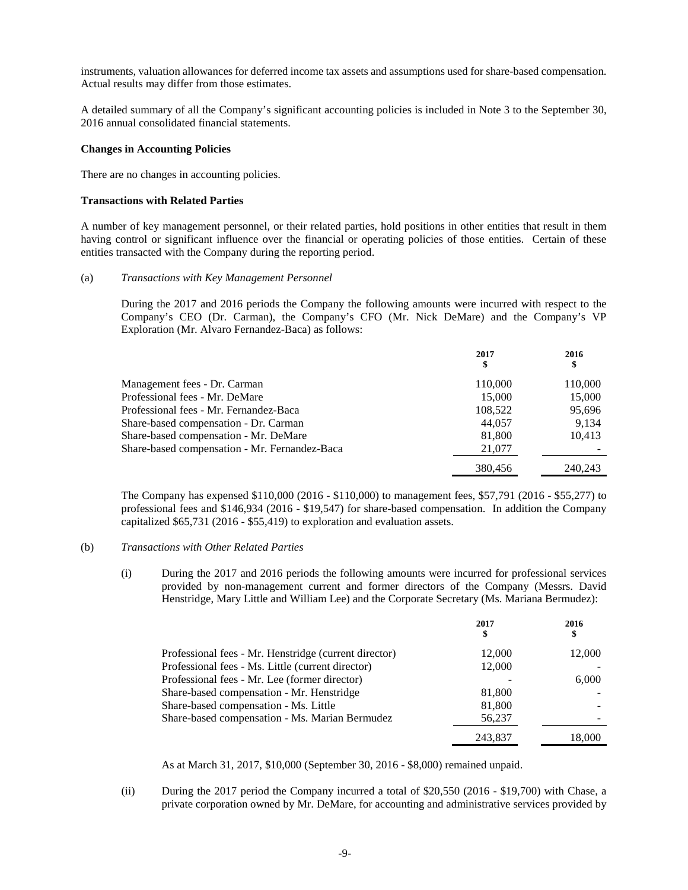instruments, valuation allowances for deferred income tax assets and assumptions used for share-based compensation. Actual results may differ from those estimates.

A detailed summary of all the Company's significant accounting policies is included in Note 3 to the September 30, 2016 annual consolidated financial statements.

**Changes in Accounting Policies**

There are no changes in accounting policies.

**Transactions with Related Parties**

A number of key management personnel, or their related parties, hold positions in other entities that result in them having control or significant influence over the financial or operating policies of those entities. Certain of these entities transacted with the Company during the reporting period.

(a) *Transactions with Key Management Personnel*

During the 2017 and 2016 periods the Company the following amounts were incurred with respect to the Company's CEO (Dr. Carman), the Company's CFO (Mr. Nick DeMare) and the Company's VP Exploration (Mr. Alvaro Fernandez-Baca) as follows:

| | 2017 $ | 2016 $ |
|---|---|---|
| Management fees - Dr. Carman | 110,000 | 110,000 |
| Professional fees - Mr. DeMare | 15,000 | 15,000 |
| Professional fees - Mr. Fernandez-Baca | 108,522 | 95,696 |
| Share-based compensation - Dr. Carman | 44,057 | 9,134 |
| Share-based compensation - Mr. DeMare | 81,800 | 10,413 |
| Share-based compensation - Mr. Fernandez-Baca | 21,077 | - |
| | 380,456 | 240,243 |

The Company has expensed \$110,000 (2016 - \$110,000) to management fees, \$57,791 (2016 - \$55,277) to professional fees and \$146,934 (2016 - \$19,547) for share-based compensation. In addition the Company capitalized \$65,731 (2016 - \$55,419) to exploration and evaluation assets.

(b) *Transactions with Other Related Parties*

(i) During the 2017 and 2016 periods the following amounts were incurred for professional services provided by non-management current and former directors of the Company (Messrs. David Henstridge, Mary Little and William Lee) and the Corporate Secretary (Ms. Mariana Bermudez):

| | 2017 $ | 2016 $ |
|---|---|---|
| Professional fees - Mr. Henstridge (current director) | 12,000 | 12,000 |
| Professional fees - Ms. Little (current director) | 12,000 | - |
| Professional fees - Mr. Lee (former director) | - | 6,000 |
| Share-based compensation - Mr. Henstridge | 81,800 | - |
| Share-based compensation - Ms. Little | 81,800 | - |
| Share-based compensation - Ms. Marian Bermudez | 56,237 | - |
| | 243,837 | 18,000 |

As at March 31, 2017, \$10,000 (September 30, 2016 - \$8,000) remained unpaid.

(ii) During the 2017 period the Company incurred a total of \$20,550 (2016 - \$19,700) with Chase, a private corporation owned by Mr. DeMare, for accounting and administrative services provided by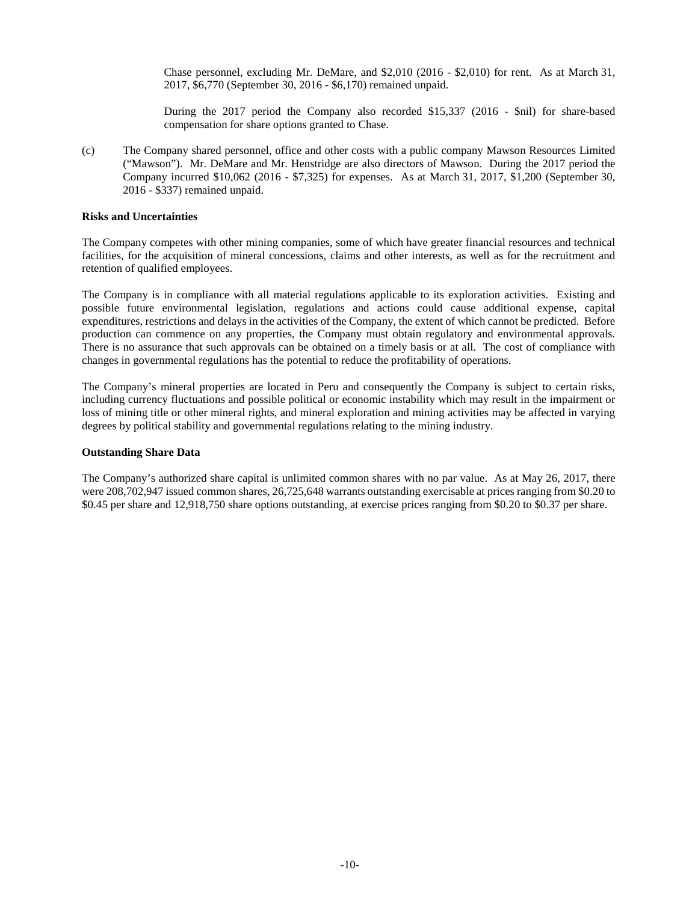Chase personnel, excluding Mr. DeMare, and $2,010 (2016 - $2,010) for rent. As at March 31, 2017, $6,770 (September 30, 2016 - $6,170) remained unpaid.

During the 2017 period the Company also recorded $15,337 (2016 - $nil) for share-based compensation for share options granted to Chase.

(c) The Company shared personnel, office and other costs with a public company Mawson Resources Limited ("Mawson"). Mr. DeMare and Mr. Henstridge are also directors of Mawson. During the 2017 period the Company incurred $10,062 (2016 - $7,325) for expenses. As at March 31, 2017, $1,200 (September 30, 2016 - $337) remained unpaid.

**Risks and Uncertainties**

The Company competes with other mining companies, some of which have greater financial resources and technical facilities, for the acquisition of mineral concessions, claims and other interests, as well as for the recruitment and retention of qualified employees.

The Company is in compliance with all material regulations applicable to its exploration activities. Existing and possible future environmental legislation, regulations and actions could cause additional expense, capital expenditures, restrictions and delays in the activities of the Company, the extent of which cannot be predicted. Before production can commence on any properties, the Company must obtain regulatory and environmental approvals. There is no assurance that such approvals can be obtained on a timely basis or at all. The cost of compliance with changes in governmental regulations has the potential to reduce the profitability of operations.

The Company's mineral properties are located in Peru and consequently the Company is subject to certain risks, including currency fluctuations and possible political or economic instability which may result in the impairment or loss of mining title or other mineral rights, and mineral exploration and mining activities may be affected in varying degrees by political stability and governmental regulations relating to the mining industry.

**Outstanding Share Data**

The Company's authorized share capital is unlimited common shares with no par value. As at May 26, 2017, there were 208,702,947 issued common shares, 26,725,648 warrants outstanding exercisable at prices ranging from $0.20 to $0.45 per share and 12,918,750 share options outstanding, at exercise prices ranging from $0.20 to $0.37 per share.